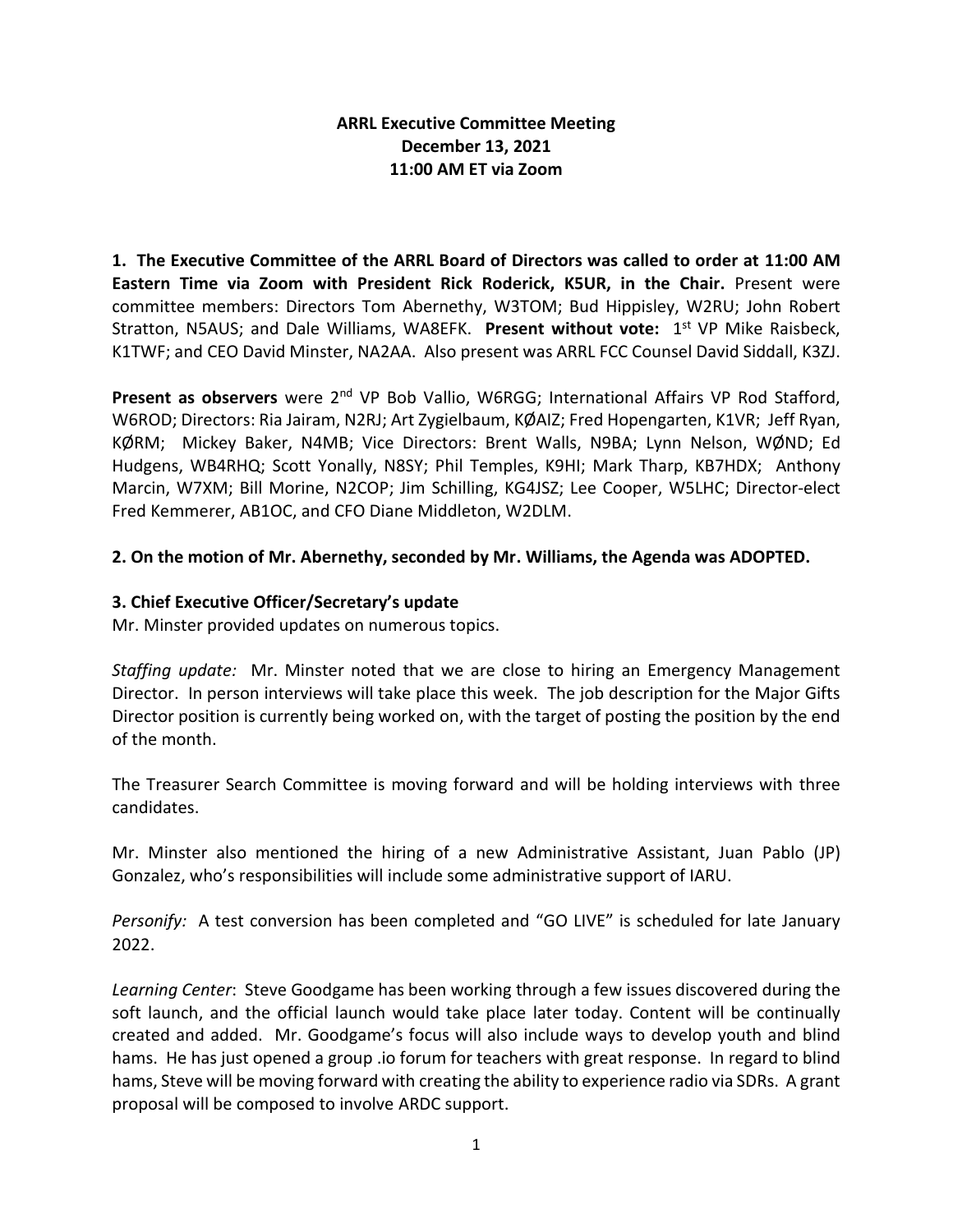**ARRL Executive Committee Meeting**
**December 13, 2021**
**11:00 AM ET via Zoom**

**1. The Executive Committee of the ARRL Board of Directors was called to order at 11:00 AM Eastern Time via Zoom with President Rick Roderick, K5UR, in the Chair.** Present were committee members: Directors Tom Abernethy, W3TOM; Bud Hippisley, W2RU; John Robert Stratton, N5AUS; and Dale Williams, WA8EFK. **Present without vote:** 1st VP Mike Raisbeck, K1TWF; and CEO David Minster, NA2AA. Also present was ARRL FCC Counsel David Siddall, K3ZJ.

**Present as observers** were 2nd VP Bob Vallio, W6RGG; International Affairs VP Rod Stafford, W6ROD; Directors: Ria Jairam, N2RJ; Art Zygielbaum, KØAIZ; Fred Hopengarten, K1VR; Jeff Ryan, KØRM; Mickey Baker, N4MB; Vice Directors: Brent Walls, N9BA; Lynn Nelson, WØND; Ed Hudgens, WB4RHQ; Scott Yonally, N8SY; Phil Temples, K9HI; Mark Tharp, KB7HDX; Anthony Marcin, W7XM; Bill Morine, N2COP; Jim Schilling, KG4JSZ; Lee Cooper, W5LHC; Director-elect Fred Kemmerer, AB1OC, and CFO Diane Middleton, W2DLM.

**2. On the motion of Mr. Abernethy, seconded by Mr. Williams, the Agenda was ADOPTED.**

**3. Chief Executive Officer/Secretary's update**

Mr. Minster provided updates on numerous topics.

*Staffing update:* Mr. Minster noted that we are close to hiring an Emergency Management Director. In person interviews will take place this week. The job description for the Major Gifts Director position is currently being worked on, with the target of posting the position by the end of the month.

The Treasurer Search Committee is moving forward and will be holding interviews with three candidates.

Mr. Minster also mentioned the hiring of a new Administrative Assistant, Juan Pablo (JP) Gonzalez, who's responsibilities will include some administrative support of IARU.

*Personify:* A test conversion has been completed and "GO LIVE" is scheduled for late January 2022.

*Learning Center*: Steve Goodgame has been working through a few issues discovered during the soft launch, and the official launch would take place later today. Content will be continually created and added. Mr. Goodgame's focus will also include ways to develop youth and blind hams. He has just opened a group .io forum for teachers with great response. In regard to blind hams, Steve will be moving forward with creating the ability to experience radio via SDRs. A grant proposal will be composed to involve ARDC support.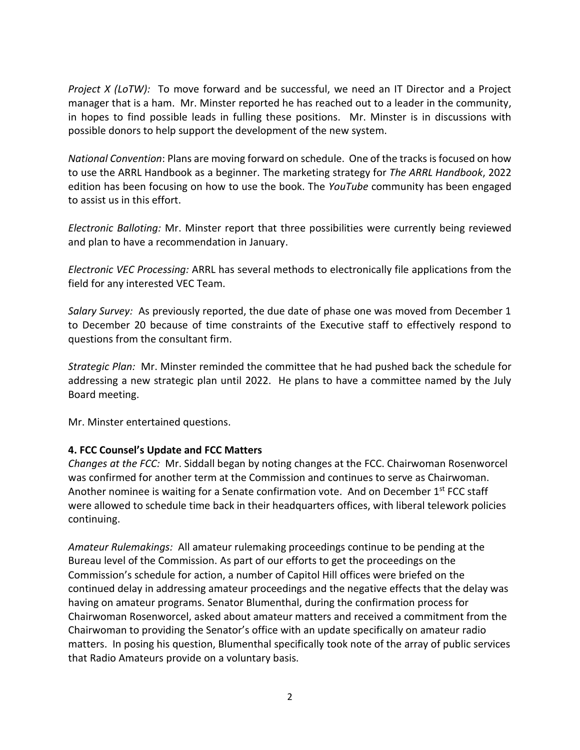*Project X (LoTW):* To move forward and be successful, we need an IT Director and a Project manager that is a ham. Mr. Minster reported he has reached out to a leader in the community, in hopes to find possible leads in fulling these positions. Mr. Minster is in discussions with possible donors to help support the development of the new system.

*National Convention*: Plans are moving forward on schedule. One of the tracks is focused on how to use the ARRL Handbook as a beginner. The marketing strategy for *The ARRL Handbook*, 2022 edition has been focusing on how to use the book. The *YouTube* community has been engaged to assist us in this effort.

*Electronic Balloting:* Mr. Minster report that three possibilities were currently being reviewed and plan to have a recommendation in January.

*Electronic VEC Processing:* ARRL has several methods to electronically file applications from the field for any interested VEC Team.

*Salary Survey:* As previously reported, the due date of phase one was moved from December 1 to December 20 because of time constraints of the Executive staff to effectively respond to questions from the consultant firm.

*Strategic Plan:* Mr. Minster reminded the committee that he had pushed back the schedule for addressing a new strategic plan until 2022. He plans to have a committee named by the July Board meeting.

Mr. Minster entertained questions.

**4. FCC Counsel's Update and FCC Matters**

*Changes at the FCC:* Mr. Siddall began by noting changes at the FCC. Chairwoman Rosenworcel was confirmed for another term at the Commission and continues to serve as Chairwoman. Another nominee is waiting for a Senate confirmation vote. And on December 1st FCC staff were allowed to schedule time back in their headquarters offices, with liberal telework policies continuing.

*Amateur Rulemakings:* All amateur rulemaking proceedings continue to be pending at the Bureau level of the Commission. As part of our efforts to get the proceedings on the Commission's schedule for action, a number of Capitol Hill offices were briefed on the continued delay in addressing amateur proceedings and the negative effects that the delay was having on amateur programs. Senator Blumenthal, during the confirmation process for Chairwoman Rosenworcel, asked about amateur matters and received a commitment from the Chairwoman to providing the Senator's office with an update specifically on amateur radio matters. In posing his question, Blumenthal specifically took note of the array of public services that Radio Amateurs provide on a voluntary basis.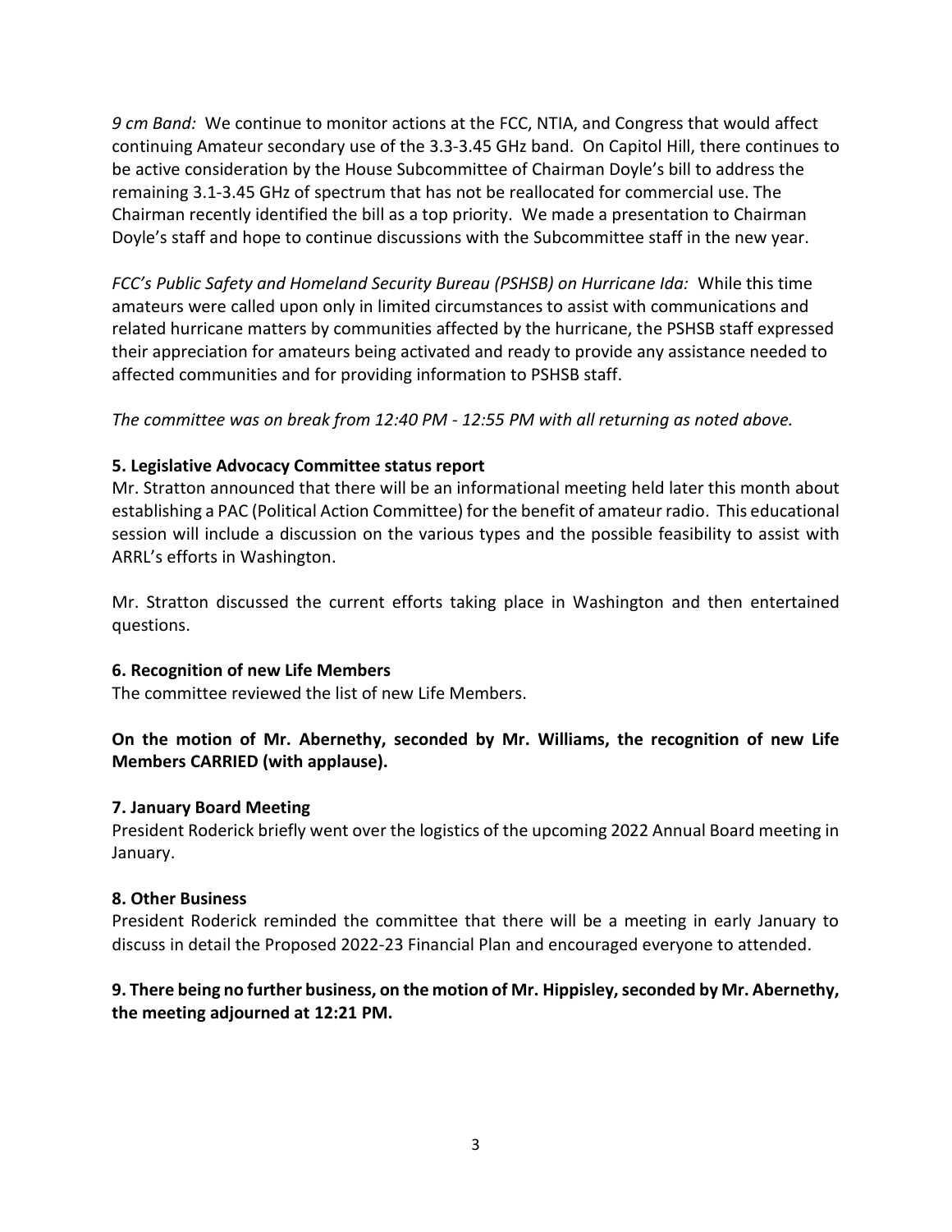*9 cm Band:* We continue to monitor actions at the FCC, NTIA, and Congress that would affect continuing Amateur secondary use of the 3.3-3.45 GHz band. On Capitol Hill, there continues to be active consideration by the House Subcommittee of Chairman Doyle's bill to address the remaining 3.1-3.45 GHz of spectrum that has not be reallocated for commercial use. The Chairman recently identified the bill as a top priority. We made a presentation to Chairman Doyle's staff and hope to continue discussions with the Subcommittee staff in the new year.

*FCC's Public Safety and Homeland Security Bureau (PSHSB) on Hurricane Ida:* While this time amateurs were called upon only in limited circumstances to assist with communications and related hurricane matters by communities affected by the hurricane, the PSHSB staff expressed their appreciation for amateurs being activated and ready to provide any assistance needed to affected communities and for providing information to PSHSB staff.

*The committee was on break from 12:40 PM - 12:55 PM with all returning as noted above.*

**5. Legislative Advocacy Committee status report**

Mr. Stratton announced that there will be an informational meeting held later this month about establishing a PAC (Political Action Committee) for the benefit of amateur radio. This educational session will include a discussion on the various types and the possible feasibility to assist with ARRL's efforts in Washington.

Mr. Stratton discussed the current efforts taking place in Washington and then entertained questions.

**6. Recognition of new Life Members**

The committee reviewed the list of new Life Members.

**On the motion of Mr. Abernethy, seconded by Mr. Williams, the recognition of new Life Members CARRIED (with applause).**

**7. January Board Meeting**

President Roderick briefly went over the logistics of the upcoming 2022 Annual Board meeting in January.

**8. Other Business**

President Roderick reminded the committee that there will be a meeting in early January to discuss in detail the Proposed 2022-23 Financial Plan and encouraged everyone to attended.

**9. There being no further business, on the motion of Mr. Hippisley, seconded by Mr. Abernethy, the meeting adjourned at 12:21 PM.**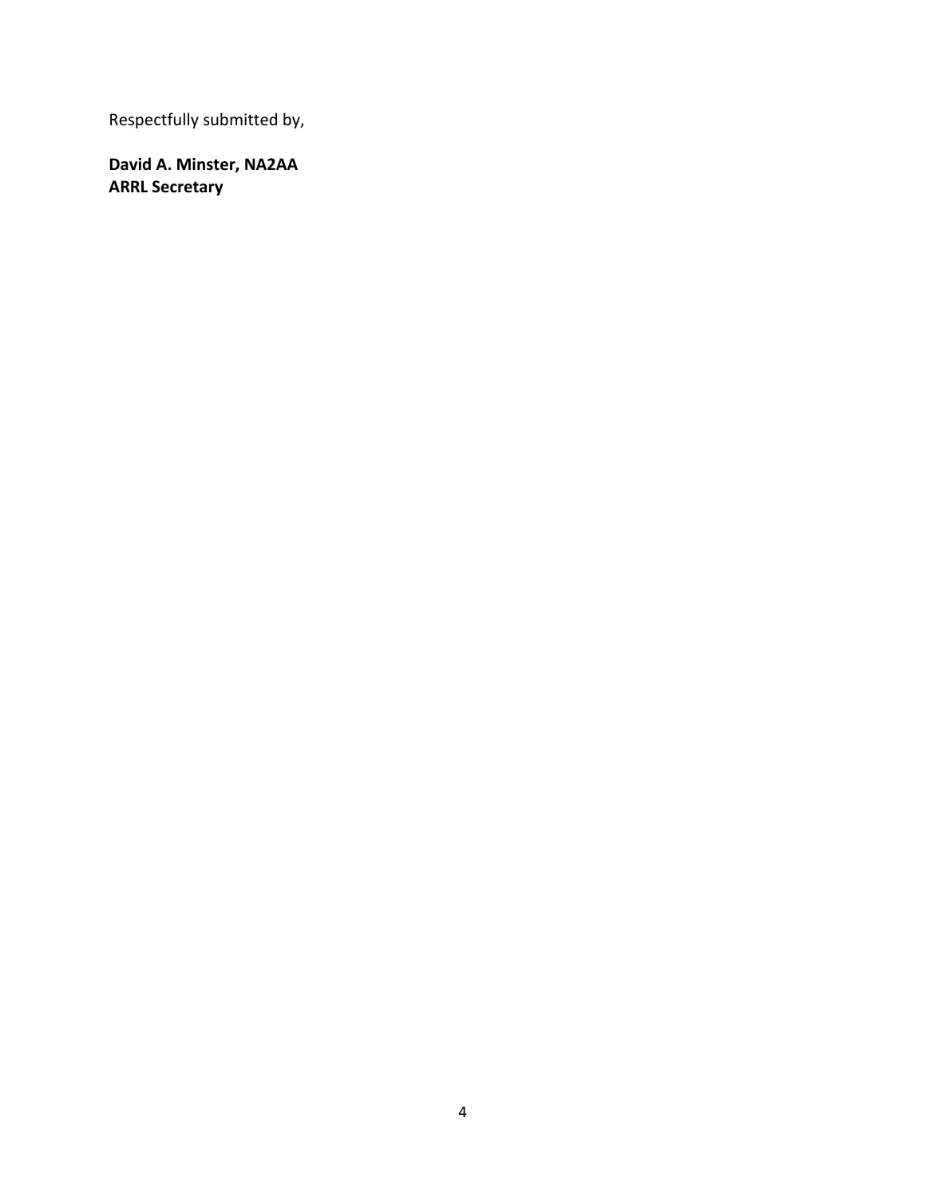Respectfully submitted by,

**David A. Minster, NA2AA**
**ARRL Secretary**